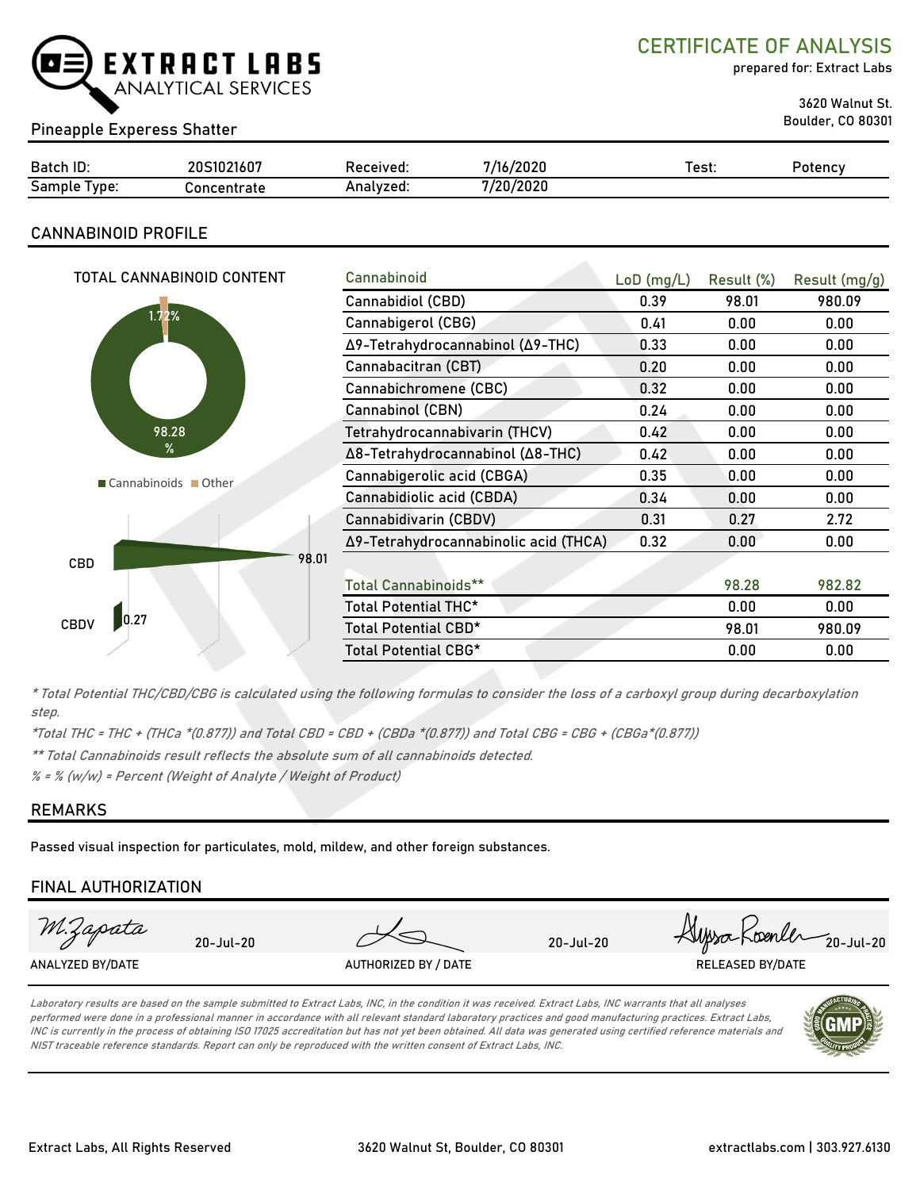EXTRACT LABS
ANALYTICAL SERVICES

# CERTIFICATE OF ANALYSIS

prepared for: Extract Labs

3620 Walnut St.
Boulder, CO 80301

Pineapple Experess Shatter

| Batch ID: | 20S1021607 | Received: | 7/16/2020 | Test: | Potency |
|---|---|---|---|---|---|
| Sample Type: | Concentrate | Analyzed: | 7/20/2020 | | |

## CANNABINOID PROFILE

TOTAL CANNABINOID CONTENT

1.72%

98.28 %

Cannabinoids  Other

CBD 98.01

CBDV 0.27

| Cannabinoid | LoD (mg/L) | Result (%) | Result (mg/g) |
|---|---|---|---|
| Cannabidiol (CBD) | 0.39 | 98.01 | 980.09 |
| Cannabigerol (CBG) | 0.41 | 0.00 | 0.00 |
| Δ9-Tetrahydrocannabinol (Δ9-THC) | 0.33 | 0.00 | 0.00 |
| Cannabacitran (CBT) | 0.20 | 0.00 | 0.00 |
| Cannabichromene (CBC) | 0.32 | 0.00 | 0.00 |
| Cannabinol (CBN) | 0.24 | 0.00 | 0.00 |
| Tetrahydrocannabivarin (THCV) | 0.42 | 0.00 | 0.00 |
| Δ8-Tetrahydrocannabinol (Δ8-THC) | 0.42 | 0.00 | 0.00 |
| Cannabigerolic acid (CBGA) | 0.35 | 0.00 | 0.00 |
| Cannabidiolic acid (CBDA) | 0.34 | 0.00 | 0.00 |
| Cannabidivarin (CBDV) | 0.31 | 0.27 | 2.72 |
| Δ9-Tetrahydrocannabinolic acid (THCA) | 0.32 | 0.00 | 0.00 |
| | | | |
| Total Cannabinoids** | | 98.28 | 982.82 |
| Total Potential THC* | | 0.00 | 0.00 |
| Total Potential CBD* | | 98.01 | 980.09 |
| Total Potential CBG* | | 0.00 | 0.00 |

*\* Total Potential THC/CBD/CBG is calculated using the following formulas to consider the loss of a carboxyl group during decarboxylation step.*

*\*Total THC = THC + (THCa \*(0.877)) and Total CBD = CBD + (CBDa \*(0.877)) and Total CBG = CBG + (CBGa\*(0.877))*

*\*\* Total Cannabinoids result reflects the absolute sum of all cannabinoids detected.*

*% = % (w/w) = Percent (Weight of Analyte / Weight of Product)*

## REMARKS

Passed visual inspection for particulates, mold, mildew, and other foreign substances.

## FINAL AUTHORIZATION

| M.Zapata 20-Jul-20 | 20-Jul-20 | Alyssa Roenler 20-Jul-20 |
|---|---|---|
| ANALYZED BY/DATE | AUTHORIZED BY / DATE | RELEASED BY/DATE |

*Laboratory results are based on the sample submitted to Extract Labs, INC, in the condition it was received. Extract Labs, INC warrants that all analyses performed were done in a professional manner in accordance with all relevant standard laboratory practices and good manufacturing practices. Extract Labs, INC is currently in the process of obtaining ISO 17025 accreditation but has not yet been obtained. All data was generated using certified reference materials and NIST traceable reference standards. Report can only be reproduced with the written consent of Extract Labs, INC.*

Extract Labs, All Rights Reserved | 3620 Walnut St, Boulder, CO 80301 | extractlabs.com | 303.927.6130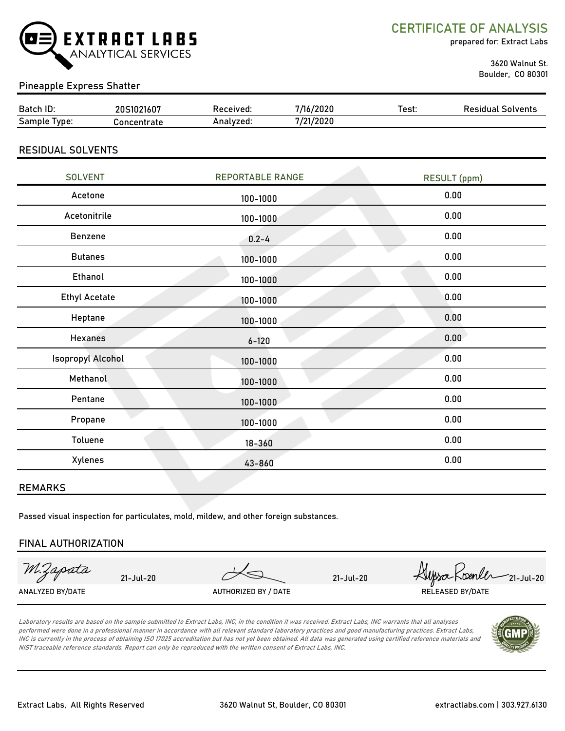# CERTIFICATE OF ANALYSIS

prepared for: Extract Labs

3620 Walnut St.
Boulder, CO 80301

EXTRACT LABS ANALYTICAL SERVICES

## Pineapple Express Shatter

| Batch ID: | 20S1021607 | Received: | 7/16/2020 | Test: | Residual Solvents |
|---|---|---|---|---|---|
| Sample Type: | Concentrate | Analyzed: | 7/21/2020 | | |

## RESIDUAL SOLVENTS

| SOLVENT | REPORTABLE RANGE | RESULT (ppm) |
|---|---|---|
| Acetone | 100-1000 | 0.00 |
| Acetonitrile | 100-1000 | 0.00 |
| Benzene | 0.2-4 | 0.00 |
| Butanes | 100-1000 | 0.00 |
| Ethanol | 100-1000 | 0.00 |
| Ethyl Acetate | 100-1000 | 0.00 |
| Heptane | 100-1000 | 0.00 |
| Hexanes | 6-120 | 0.00 |
| Isopropyl Alcohol | 100-1000 | 0.00 |
| Methanol | 100-1000 | 0.00 |
| Pentane | 100-1000 | 0.00 |
| Propane | 100-1000 | 0.00 |
| Toluene | 18-360 | 0.00 |
| Xylenes | 43-860 | 0.00 |

## REMARKS

Passed visual inspection for particulates, mold, mildew, and other foreign substances.

## FINAL AUTHORIZATION

| M.Zapata 21-Jul-20 | 21-Jul-20 | Alyssa Roenler 21-Jul-20 |
|---|---|---|
| ANALYZED BY/DATE | AUTHORIZED BY / DATE | RELEASED BY/DATE |

*Laboratory results are based on the sample submitted to Extract Labs, INC, in the condition it was received. Extract Labs, INC warrants that all analyses performed were done in a professional manner in accordance with all relevant standard laboratory practices and good manufacturing practices. Extract Labs, INC is currently in the process of obtaining ISO 17025 accreditation but has not yet been obtained. All data was generated using certified reference materials and NIST traceable reference standards. Report can only be reproduced with the written consent of Extract Labs, INC.*

Extract Labs, All Rights Reserved | 3620 Walnut St, Boulder, CO 80301 | extractlabs.com | 303.927.6130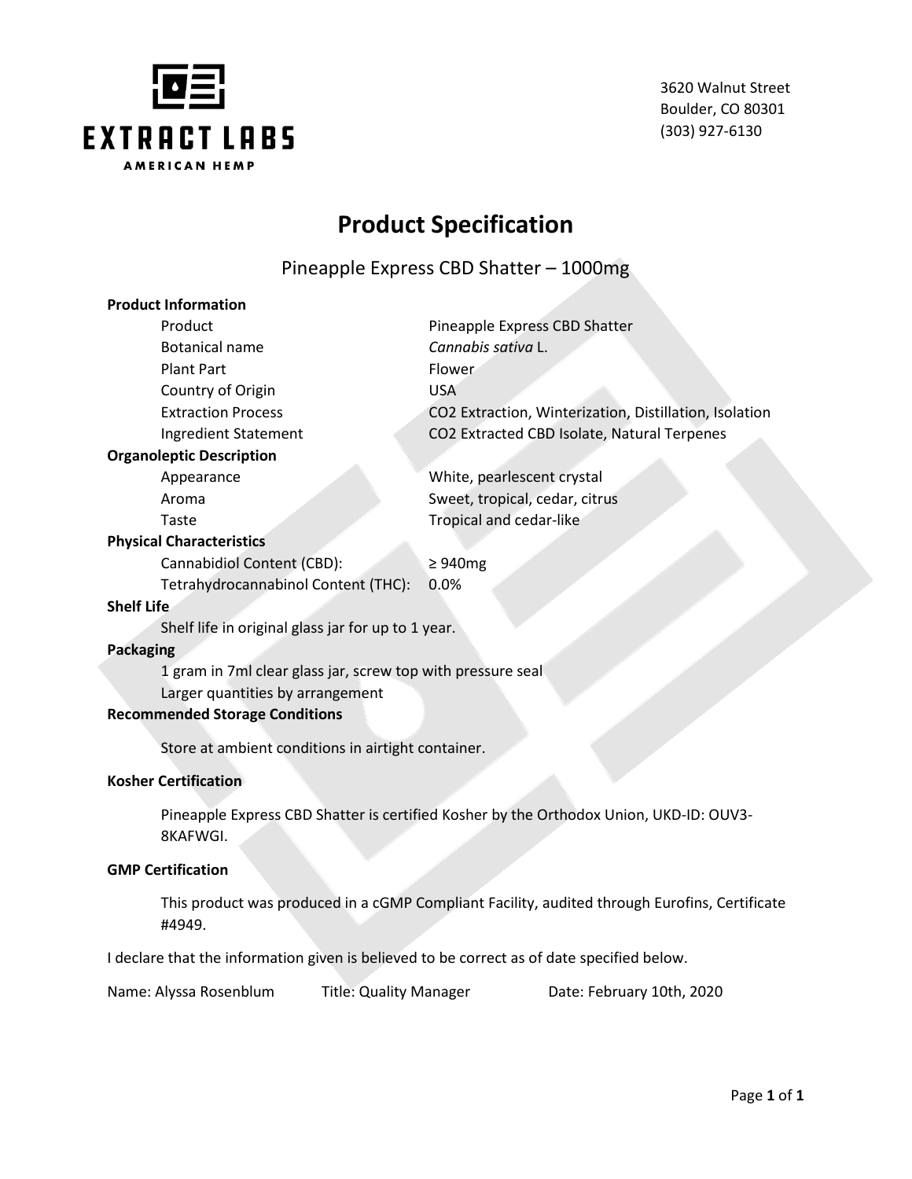EXTRACT LABS
AMERICAN HEMP

3620 Walnut Street
Boulder, CO 80301
(303) 927-6130

# Product Specification

## Pineapple Express CBD Shatter – 1000mg

**Product Information**

| | |
|---|---|
| Product | Pineapple Express CBD Shatter |
| Botanical name | *Cannabis sativa* L. |
| Plant Part | Flower |
| Country of Origin | USA |
| Extraction Process | $CO_2$ Extraction, Winterization, Distillation, Isolation |
| Ingredient Statement | $CO_2$ Extracted CBD Isolate, Natural Terpenes |

**Organoleptic Description**

| | |
|---|---|
| Appearance | White, pearlescent crystal |
| Aroma | Sweet, tropical, cedar, citrus |
| Taste | Tropical and cedar-like |

**Physical Characteristics**

| | |
|---|---|
| Cannabidiol Content (CBD): | ≥ 940mg |
| Tetrahydrocannabinol Content (THC): | 0.0% |

**Shelf Life**

Shelf life in original glass jar for up to 1 year.

**Packaging**

1 gram in 7ml clear glass jar, screw top with pressure seal
Larger quantities by arrangement

**Recommended Storage Conditions**

Store at ambient conditions in airtight container.

**Kosher Certification**

Pineapple Express CBD Shatter is certified Kosher by the Orthodox Union, UKD-ID: OUV3-8KAFWGI.

**GMP Certification**

This product was produced in a cGMP Compliant Facility, audited through Eurofins, Certificate #4949.

I declare that the information given is believed to be correct as of date specified below.

Name: Alyssa Rosenblum Title: Quality Manager Date: February 10th, 2020